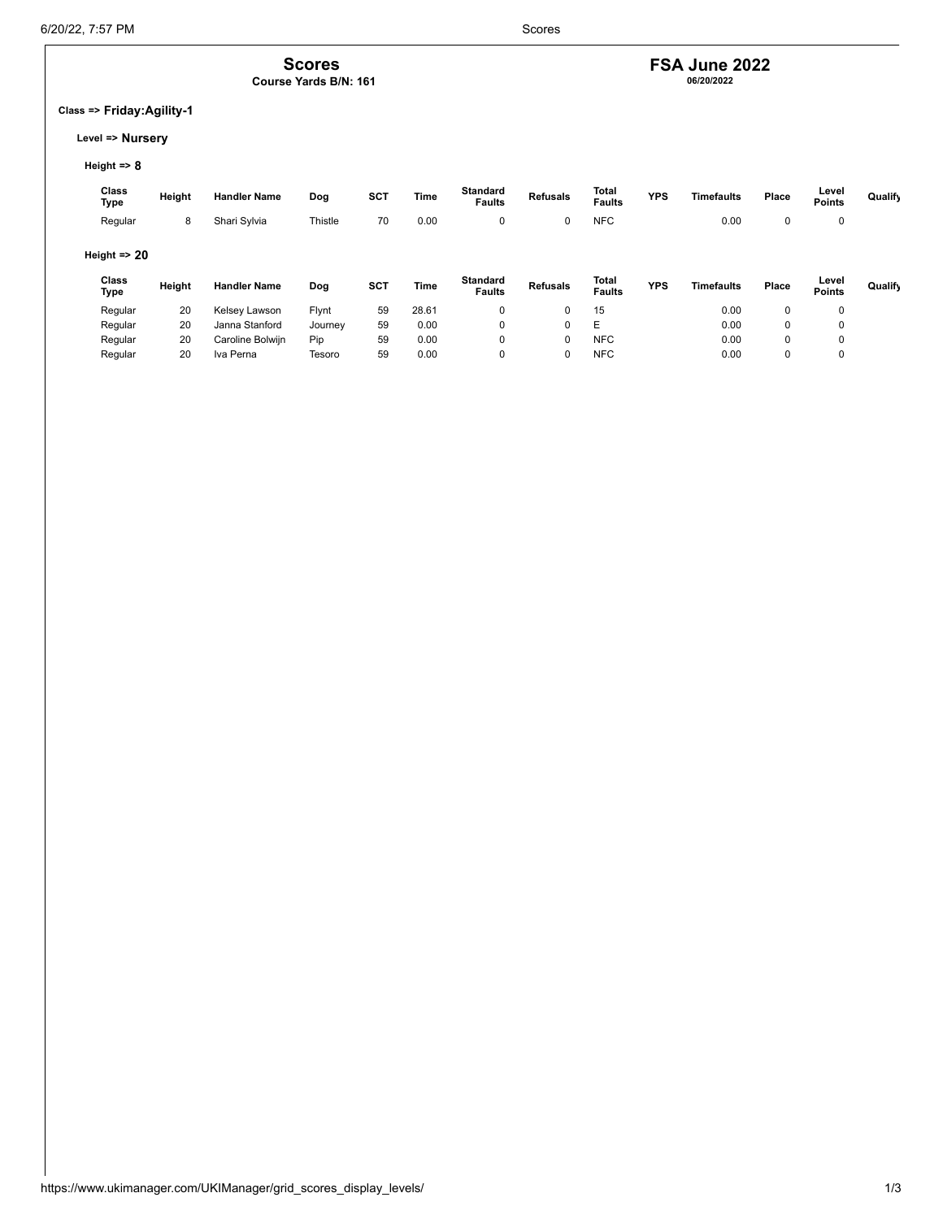# Scores

**Course Yards B/N: 161**

## FSA June 2022

**06/20/2022**

**Class => Friday:Agility-1**

**Level => Nursery**

**Height => 8**

| Class Type | Height | Handler Name | Dog | SCT | Time | Standard Faults | Refusals | Total Faults | YPS | Timefaults | Place | Level Points | Qualify |
|---|---|---|---|---|---|---|---|---|---|---|---|---|---|
| Regular | 8 | Shari Sylvia | Thistle | 70 | 0.00 | 0 | 0 | NFC | | 0.00 | 0 | 0 | |

**Height => 20**

| Class Type | Height | Handler Name | Dog | SCT | Time | Standard Faults | Refusals | Total Faults | YPS | Timefaults | Place | Level Points | Qualify |
|---|---|---|---|---|---|---|---|---|---|---|---|---|---|
| Regular | 20 | Kelsey Lawson | Flynt | 59 | 28.61 | 0 | 0 | 15 | | 0.00 | 0 | 0 | |
| Regular | 20 | Janna Stanford | Journey | 59 | 0.00 | 0 | 0 | E | | 0.00 | 0 | 0 | |
| Regular | 20 | Caroline Bolwijn | Pip | 59 | 0.00 | 0 | 0 | NFC | | 0.00 | 0 | 0 | |
| Regular | 20 | Iva Perna | Tesoro | 59 | 0.00 | 0 | 0 | NFC | | 0.00 | 0 | 0 | |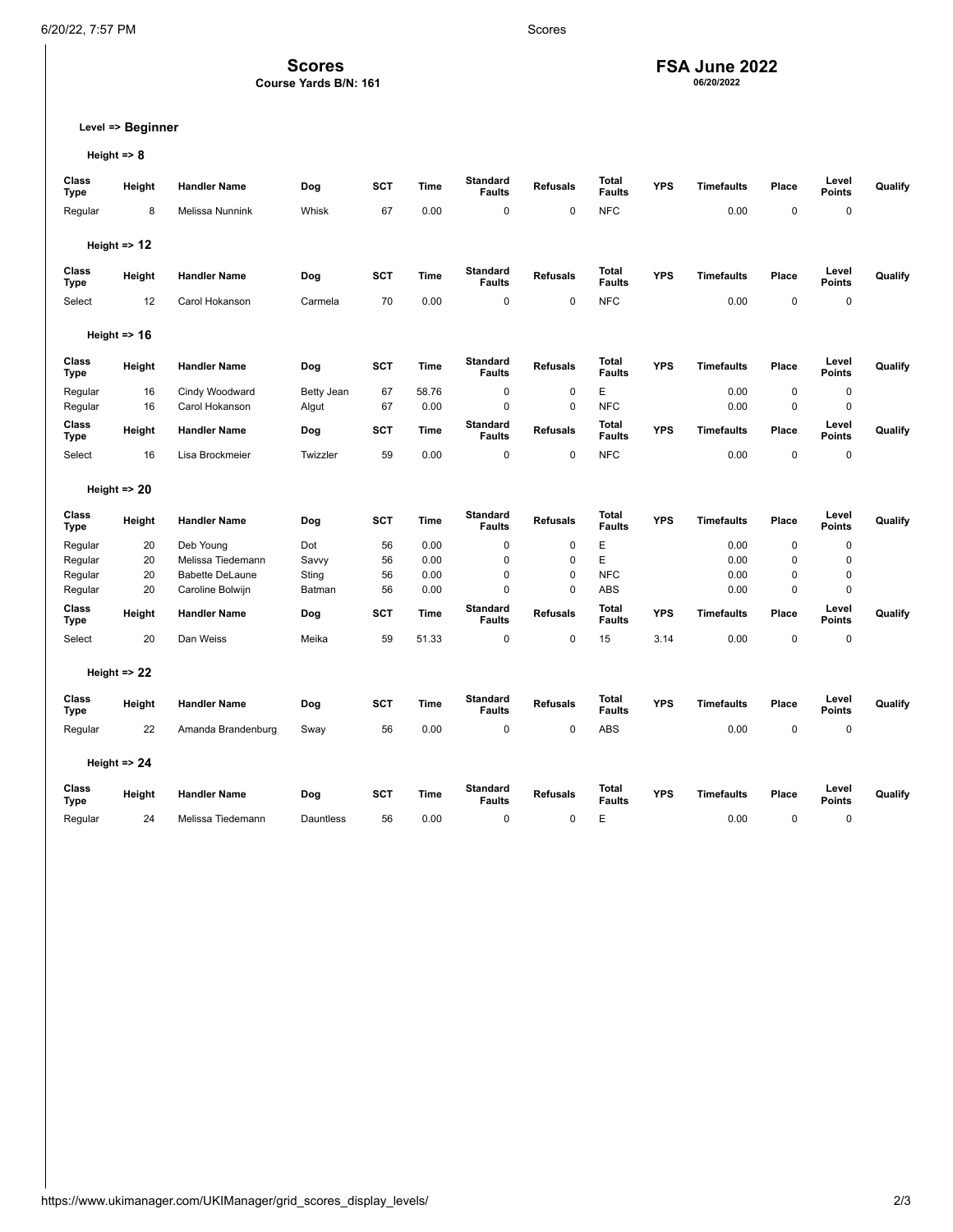# Scores

**Course Yards B/N: 161**

## FSA June 2022

**06/20/2022**

**Level => Beginner**

**Height => 8**

| Class Type | Height | Handler Name | Dog | SCT | Time | Standard Faults | Refusals | Total Faults | YPS | Timefaults | Place | Level Points | Qualify |
|---|---|---|---|---|---|---|---|---|---|---|---|---|---|
| Regular | 8 | Melissa Nunnink | Whisk | 67 | 0.00 | 0 | 0 | NFC | | 0.00 | 0 | 0 | |

**Height => 12**

| Class Type | Height | Handler Name | Dog | SCT | Time | Standard Faults | Refusals | Total Faults | YPS | Timefaults | Place | Level Points | Qualify |
|---|---|---|---|---|---|---|---|---|---|---|---|---|---|
| Select | 12 | Carol Hokanson | Carmela | 70 | 0.00 | 0 | 0 | NFC | | 0.00 | 0 | 0 | |

**Height => 16**

| Class Type | Height | Handler Name | Dog | SCT | Time | Standard Faults | Refusals | Total Faults | YPS | Timefaults | Place | Level Points | Qualify |
|---|---|---|---|---|---|---|---|---|---|---|---|---|---|
| Regular | 16 | Cindy Woodward | Betty Jean | 67 | 58.76 | 0 | 0 | E | | 0.00 | 0 | 0 | |
| Regular | 16 | Carol Hokanson | Algut | 67 | 0.00 | 0 | 0 | NFC | | 0.00 | 0 | 0 | |

| Class Type | Height | Handler Name | Dog | SCT | Time | Standard Faults | Refusals | Total Faults | YPS | Timefaults | Place | Level Points | Qualify |
|---|---|---|---|---|---|---|---|---|---|---|---|---|---|
| Select | 16 | Lisa Brockmeier | Twizzler | 59 | 0.00 | 0 | 0 | NFC | | 0.00 | 0 | 0 | |

**Height => 20**

| Class Type | Height | Handler Name | Dog | SCT | Time | Standard Faults | Refusals | Total Faults | YPS | Timefaults | Place | Level Points | Qualify |
|---|---|---|---|---|---|---|---|---|---|---|---|---|---|
| Regular | 20 | Deb Young | Dot | 56 | 0.00 | 0 | 0 | E | | 0.00 | 0 | 0 | |
| Regular | 20 | Melissa Tiedemann | Savvy | 56 | 0.00 | 0 | 0 | E | | 0.00 | 0 | 0 | |
| Regular | 20 | Babette DeLaune | Sting | 56 | 0.00 | 0 | 0 | NFC | | 0.00 | 0 | 0 | |
| Regular | 20 | Caroline Bolwijn | Batman | 56 | 0.00 | 0 | 0 | ABS | | 0.00 | 0 | 0 | |

| Class Type | Height | Handler Name | Dog | SCT | Time | Standard Faults | Refusals | Total Faults | YPS | Timefaults | Place | Level Points | Qualify |
|---|---|---|---|---|---|---|---|---|---|---|---|---|---|
| Select | 20 | Dan Weiss | Meika | 59 | 51.33 | 0 | 0 | 15 | 3.14 | 0.00 | 0 | 0 | |

**Height => 22**

| Class Type | Height | Handler Name | Dog | SCT | Time | Standard Faults | Refusals | Total Faults | YPS | Timefaults | Place | Level Points | Qualify |
|---|---|---|---|---|---|---|---|---|---|---|---|---|---|
| Regular | 22 | Amanda Brandenburg | Sway | 56 | 0.00 | 0 | 0 | ABS | | 0.00 | 0 | 0 | |

**Height => 24**

| Class Type | Height | Handler Name | Dog | SCT | Time | Standard Faults | Refusals | Total Faults | YPS | Timefaults | Place | Level Points | Qualify |
|---|---|---|---|---|---|---|---|---|---|---|---|---|---|
| Regular | 24 | Melissa Tiedemann | Dauntless | 56 | 0.00 | 0 | 0 | E | | 0.00 | 0 | 0 | |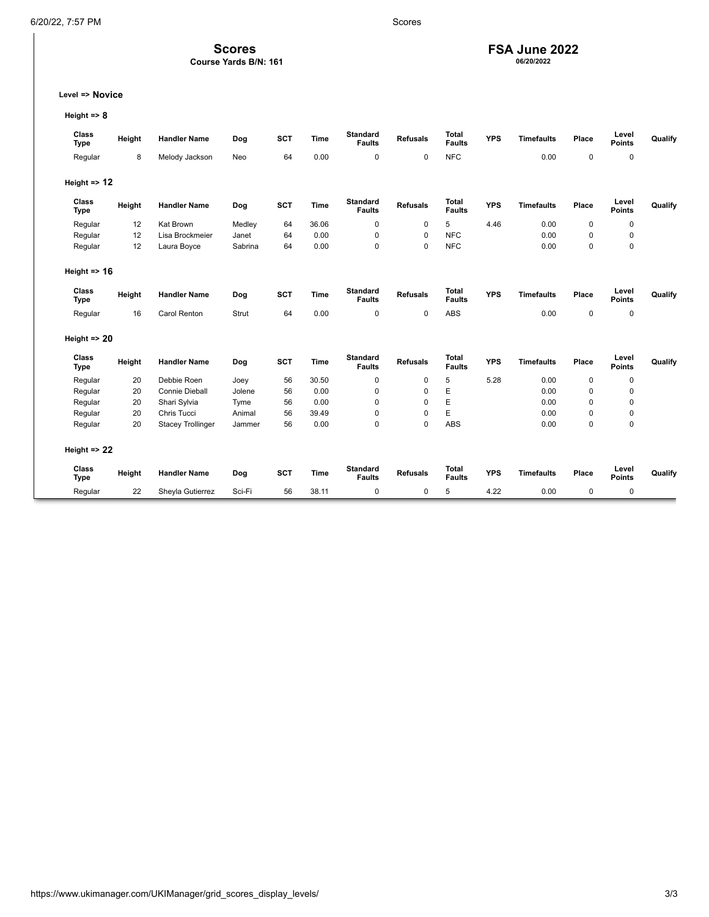# Scores

**Course Yards B/N: 161**

## FSA June 2022

**06/20/2022**

**Level => Novice**

**Height => 8**

| Class Type | Height | Handler Name | Dog | SCT | Time | Standard Faults | Refusals | Total Faults | YPS | Timefaults | Place | Level Points | Qualify |
|---|---|---|---|---|---|---|---|---|---|---|---|---|---|
| Regular | 8 | Melody Jackson | Neo | 64 | 0.00 | 0 | 0 | NFC | | 0.00 | 0 | 0 | |

**Height => 12**

| Class Type | Height | Handler Name | Dog | SCT | Time | Standard Faults | Refusals | Total Faults | YPS | Timefaults | Place | Level Points | Qualify |
|---|---|---|---|---|---|---|---|---|---|---|---|---|---|
| Regular | 12 | Kat Brown | Medley | 64 | 36.06 | 0 | 0 | 5 | 4.46 | 0.00 | 0 | 0 | |
| Regular | 12 | Lisa Brockmeier | Janet | 64 | 0.00 | 0 | 0 | NFC | | 0.00 | 0 | 0 | |
| Regular | 12 | Laura Boyce | Sabrina | 64 | 0.00 | 0 | 0 | NFC | | 0.00 | 0 | 0 | |

**Height => 16**

| Class Type | Height | Handler Name | Dog | SCT | Time | Standard Faults | Refusals | Total Faults | YPS | Timefaults | Place | Level Points | Qualify |
|---|---|---|---|---|---|---|---|---|---|---|---|---|---|
| Regular | 16 | Carol Renton | Strut | 64 | 0.00 | 0 | 0 | ABS | | 0.00 | 0 | 0 | |

**Height => 20**

| Class Type | Height | Handler Name | Dog | SCT | Time | Standard Faults | Refusals | Total Faults | YPS | Timefaults | Place | Level Points | Qualify |
|---|---|---|---|---|---|---|---|---|---|---|---|---|---|
| Regular | 20 | Debbie Roen | Joey | 56 | 30.50 | 0 | 0 | 5 | 5.28 | 0.00 | 0 | 0 | |
| Regular | 20 | Connie Dieball | Jolene | 56 | 0.00 | 0 | 0 | E | | 0.00 | 0 | 0 | |
| Regular | 20 | Shari Sylvia | Tyme | 56 | 0.00 | 0 | 0 | E | | 0.00 | 0 | 0 | |
| Regular | 20 | Chris Tucci | Animal | 56 | 39.49 | 0 | 0 | E | | 0.00 | 0 | 0 | |
| Regular | 20 | Stacey Trollinger | Jammer | 56 | 0.00 | 0 | 0 | ABS | | 0.00 | 0 | 0 | |

**Height => 22**

| Class Type | Height | Handler Name | Dog | SCT | Time | Standard Faults | Refusals | Total Faults | YPS | Timefaults | Place | Level Points | Qualify |
|---|---|---|---|---|---|---|---|---|---|---|---|---|---|
| Regular | 22 | Sheyla Gutierrez | Sci-Fi | 56 | 38.11 | 0 | 0 | 5 | 4.22 | 0.00 | 0 | 0 | |